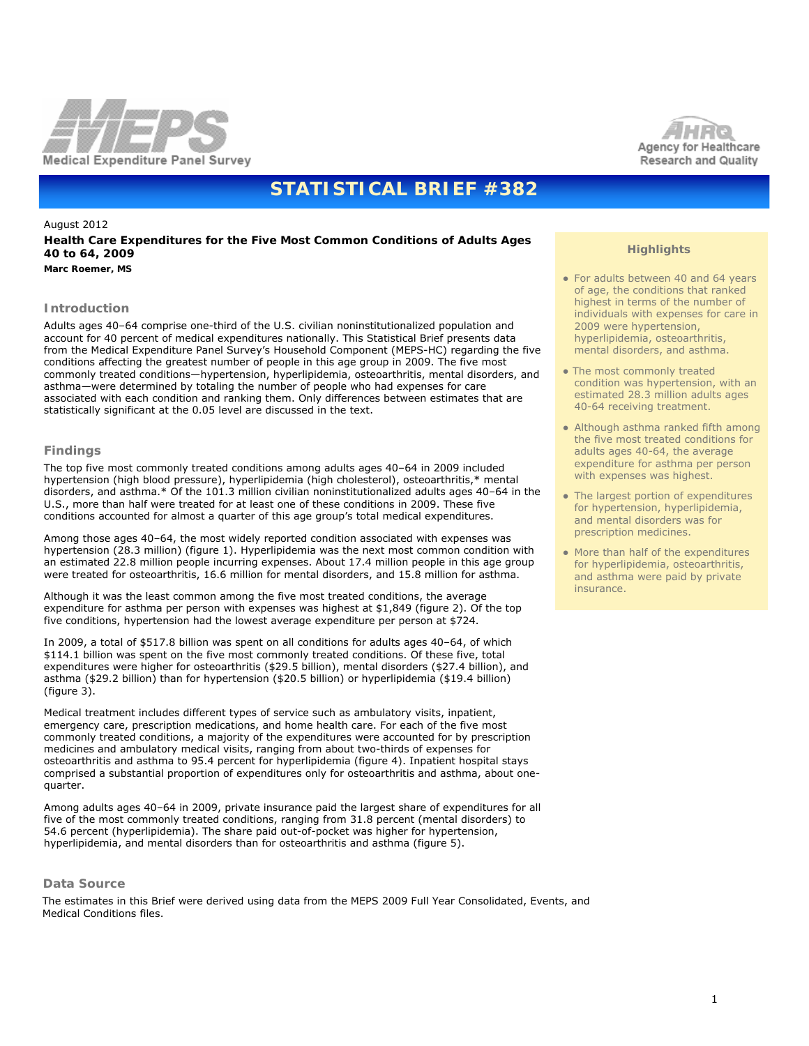Medical Expenditure Panel Survey

Agency for Healthcare Research and Quality

# STATISTICAL BRIEF #382

August 2012

**Health Care Expenditures for the Five Most Common Conditions of Adults Ages 40 to 64, 2009**

**Marc Roemer, MS**

### Highlights

- For adults between 40 and 64 years of age, the conditions that ranked highest in terms of the number of individuals with expenses for care in 2009 were hypertension, hyperlipidemia, osteoarthritis, mental disorders, and asthma.
- The most commonly treated condition was hypertension, with an estimated 28.3 million adults ages 40-64 receiving treatment.
- Although asthma ranked fifth among the five most treated conditions for adults ages 40-64, the average expenditure for asthma per person with expenses was highest.
- The largest portion of expenditures for hypertension, hyperlipidemia, and mental disorders was for prescription medicines.
- More than half of the expenditures for hyperlipidemia, osteoarthritis, and asthma were paid by private insurance.

## Introduction

Adults ages 40–64 comprise one-third of the U.S. civilian noninstitutionalized population and account for 40 percent of medical expenditures nationally. This Statistical Brief presents data from the Medical Expenditure Panel Survey's Household Component (MEPS-HC) regarding the five conditions affecting the greatest number of people in this age group in 2009. The five most commonly treated conditions—hypertension, hyperlipidemia, osteoarthritis, mental disorders, and asthma—were determined by totaling the number of people who had expenses for care associated with each condition and ranking them. Only differences between estimates that are statistically significant at the 0.05 level are discussed in the text.

## Findings

The top five most commonly treated conditions among adults ages 40–64 in 2009 included hypertension (high blood pressure), hyperlipidemia (high cholesterol), osteoarthritis,* mental disorders, and asthma.* Of the 101.3 million civilian noninstitutionalized adults ages 40–64 in the U.S., more than half were treated for at least one of these conditions in 2009. These five conditions accounted for almost a quarter of this age group's total medical expenditures.

Among those ages 40–64, the most widely reported condition associated with expenses was hypertension (28.3 million) (figure 1). Hyperlipidemia was the next most common condition with an estimated 22.8 million people incurring expenses. About 17.4 million people in this age group were treated for osteoarthritis, 16.6 million for mental disorders, and 15.8 million for asthma.

Although it was the least common among the five most treated conditions, the average expenditure for asthma per person with expenses was highest at $1,849 (figure 2). Of the top five conditions, hypertension had the lowest average expenditure per person at $724.

In 2009, a total of $517.8 billion was spent on all conditions for adults ages 40–64, of which $114.1 billion was spent on the five most commonly treated conditions. Of these five, total expenditures were higher for osteoarthritis ($29.5 billion), mental disorders ($27.4 billion), and asthma ($29.2 billion) than for hypertension ($20.5 billion) or hyperlipidemia ($19.4 billion) (figure 3).

Medical treatment includes different types of service such as ambulatory visits, inpatient, emergency care, prescription medications, and home health care. For each of the five most commonly treated conditions, a majority of the expenditures were accounted for by prescription medicines and ambulatory medical visits, ranging from about two-thirds of expenses for osteoarthritis and asthma to 95.4 percent for hyperlipidemia (figure 4). Inpatient hospital stays comprised a substantial proportion of expenditures only for osteoarthritis and asthma, about one-quarter.

Among adults ages 40–64 in 2009, private insurance paid the largest share of expenditures for all five of the most commonly treated conditions, ranging from 31.8 percent (mental disorders) to 54.6 percent (hyperlipidemia). The share paid out-of-pocket was higher for hypertension, hyperlipidemia, and mental disorders than for osteoarthritis and asthma (figure 5).

## Data Source

The estimates in this Brief were derived using data from the MEPS 2009 Full Year Consolidated, Events, and Medical Conditions files.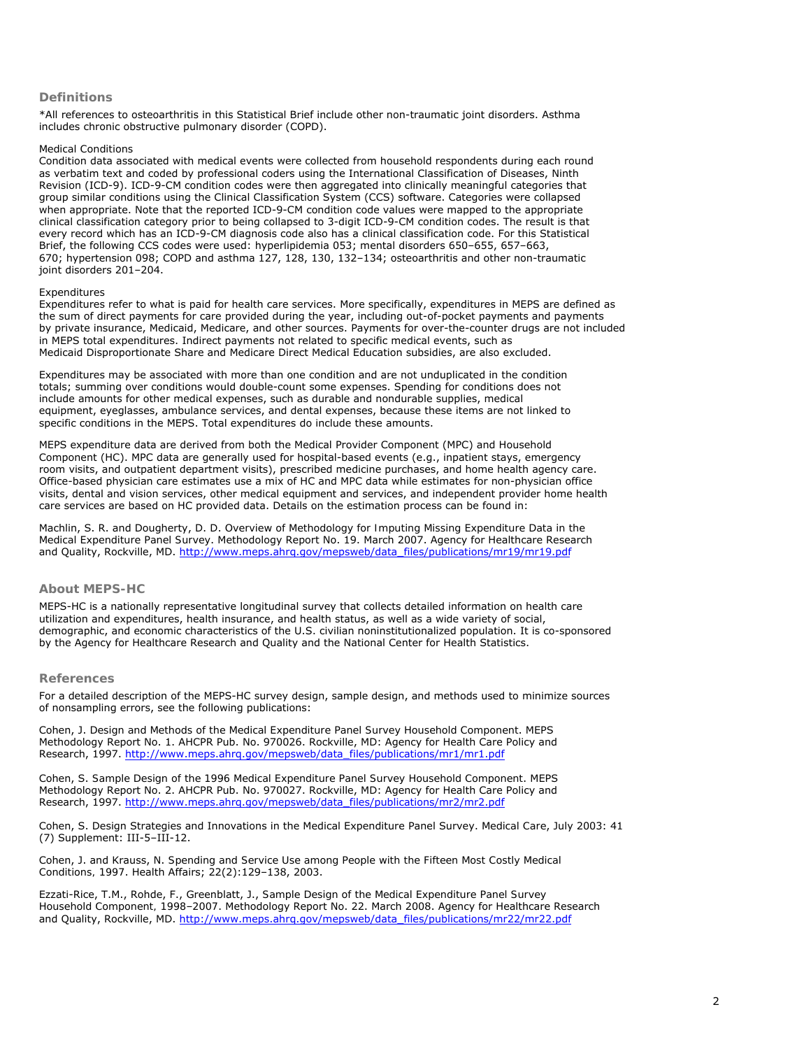## Definitions

*All references to osteoarthritis in this Statistical Brief include other non-traumatic joint disorders. Asthma includes chronic obstructive pulmonary disorder (COPD).

### Medical Conditions

Condition data associated with medical events were collected from household respondents during each round as verbatim text and coded by professional coders using the International Classification of Diseases, Ninth Revision (ICD-9). ICD-9-CM condition codes were then aggregated into clinically meaningful categories that group similar conditions using the Clinical Classification System (CCS) software. Categories were collapsed when appropriate. Note that the reported ICD-9-CM condition code values were mapped to the appropriate clinical classification category prior to being collapsed to 3-digit ICD-9-CM condition codes. The result is that every record which has an ICD-9-CM diagnosis code also has a clinical classification code. For this Statistical Brief, the following CCS codes were used: hyperlipidemia 053; mental disorders 650–655, 657–663, 670; hypertension 098; COPD and asthma 127, 128, 130, 132–134; osteoarthritis and other non-traumatic joint disorders 201–204.

### Expenditures

Expenditures refer to what is paid for health care services. More specifically, expenditures in MEPS are defined as the sum of direct payments for care provided during the year, including out-of-pocket payments and payments by private insurance, Medicaid, Medicare, and other sources. Payments for over-the-counter drugs are not included in MEPS total expenditures. Indirect payments not related to specific medical events, such as Medicaid Disproportionate Share and Medicare Direct Medical Education subsidies, are also excluded.

Expenditures may be associated with more than one condition and are not unduplicated in the condition totals; summing over conditions would double-count some expenses. Spending for conditions does not include amounts for other medical expenses, such as durable and nondurable supplies, medical equipment, eyeglasses, ambulance services, and dental expenses, because these items are not linked to specific conditions in the MEPS. Total expenditures do include these amounts.

MEPS expenditure data are derived from both the Medical Provider Component (MPC) and Household Component (HC). MPC data are generally used for hospital-based events (e.g., inpatient stays, emergency room visits, and outpatient department visits), prescribed medicine purchases, and home health agency care. Office-based physician care estimates use a mix of HC and MPC data while estimates for non-physician office visits, dental and vision services, other medical equipment and services, and independent provider home health care services are based on HC provided data. Details on the estimation process can be found in:

Machlin, S. R. and Dougherty, D. D. Overview of Methodology for Imputing Missing Expenditure Data in the Medical Expenditure Panel Survey. Methodology Report No. 19. March 2007. Agency for Healthcare Research and Quality, Rockville, MD. http://www.meps.ahrq.gov/mepsweb/data_files/publications/mr19/mr19.pdf

## About MEPS-HC

MEPS-HC is a nationally representative longitudinal survey that collects detailed information on health care utilization and expenditures, health insurance, and health status, as well as a wide variety of social, demographic, and economic characteristics of the U.S. civilian noninstitutionalized population. It is co-sponsored by the Agency for Healthcare Research and Quality and the National Center for Health Statistics.

## References

For a detailed description of the MEPS-HC survey design, sample design, and methods used to minimize sources of nonsampling errors, see the following publications:

Cohen, J. Design and Methods of the Medical Expenditure Panel Survey Household Component. MEPS Methodology Report No. 1. AHCPR Pub. No. 970026. Rockville, MD: Agency for Health Care Policy and Research, 1997. http://www.meps.ahrq.gov/mepsweb/data_files/publications/mr1/mr1.pdf

Cohen, S. Sample Design of the 1996 Medical Expenditure Panel Survey Household Component. MEPS Methodology Report No. 2. AHCPR Pub. No. 970027. Rockville, MD: Agency for Health Care Policy and Research, 1997. http://www.meps.ahrq.gov/mepsweb/data_files/publications/mr2/mr2.pdf

Cohen, S. Design Strategies and Innovations in the Medical Expenditure Panel Survey. Medical Care, July 2003: 41 (7) Supplement: III-5–III-12.

Cohen, J. and Krauss, N. Spending and Service Use among People with the Fifteen Most Costly Medical Conditions, 1997. Health Affairs; 22(2):129–138, 2003.

Ezzati-Rice, T.M., Rohde, F., Greenblatt, J., Sample Design of the Medical Expenditure Panel Survey Household Component, 1998–2007. Methodology Report No. 22. March 2008. Agency for Healthcare Research and Quality, Rockville, MD. http://www.meps.ahrq.gov/mepsweb/data_files/publications/mr22/mr22.pdf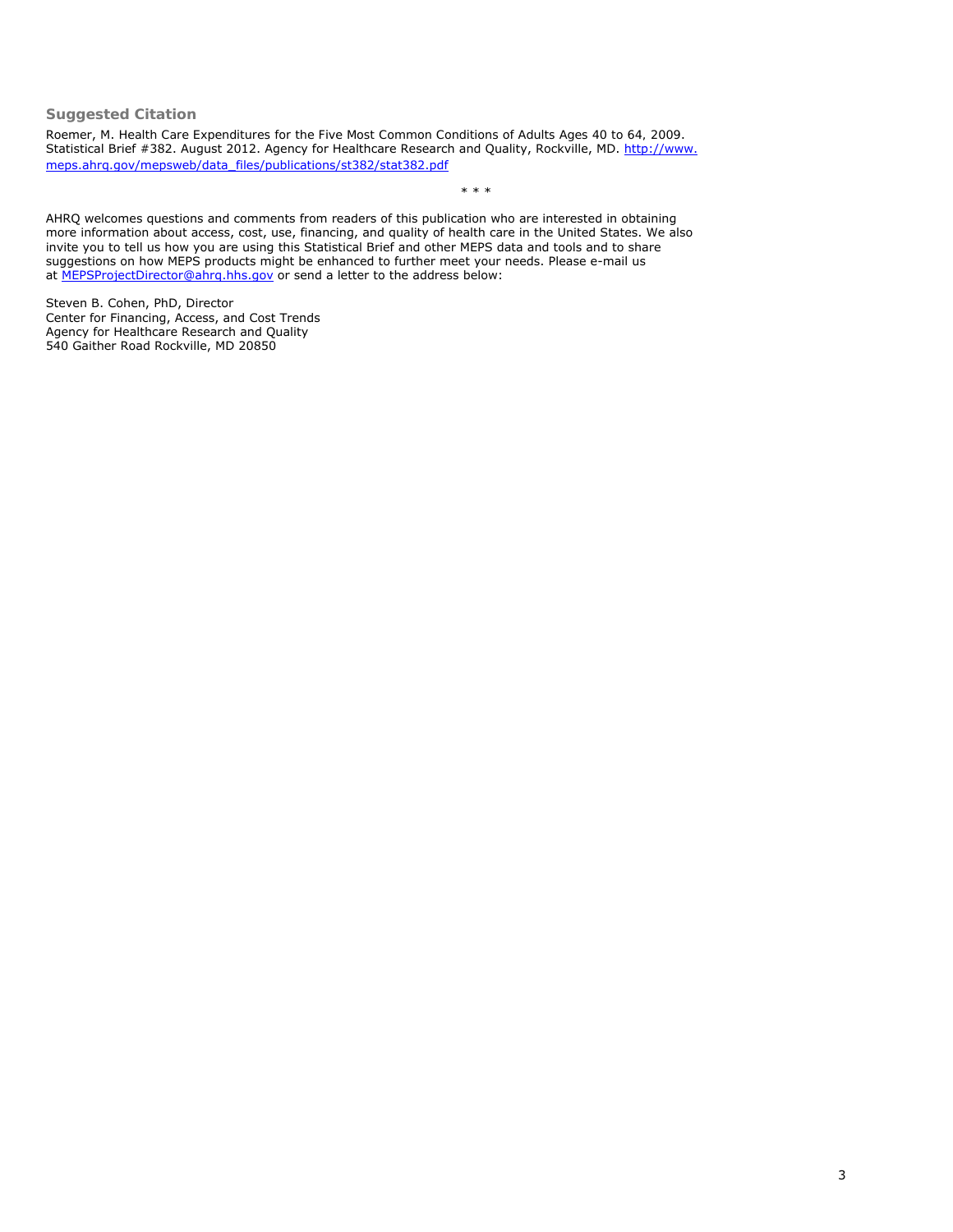### Suggested Citation

Roemer, M. Health Care Expenditures for the Five Most Common Conditions of Adults Ages 40 to 64, 2009. Statistical Brief #382. August 2012. Agency for Healthcare Research and Quality, Rockville, MD. http://www.meps.ahrq.gov/mepsweb/data_files/publications/st382/stat382.pdf

\* \* \*

AHRQ welcomes questions and comments from readers of this publication who are interested in obtaining more information about access, cost, use, financing, and quality of health care in the United States. We also invite you to tell us how you are using this Statistical Brief and other MEPS data and tools and to share suggestions on how MEPS products might be enhanced to further meet your needs. Please e-mail us at MEPSProjectDirector@ahrq.hhs.gov or send a letter to the address below:

Steven B. Cohen, PhD, Director
Center for Financing, Access, and Cost Trends
Agency for Healthcare Research and Quality
540 Gaither Road Rockville, MD 20850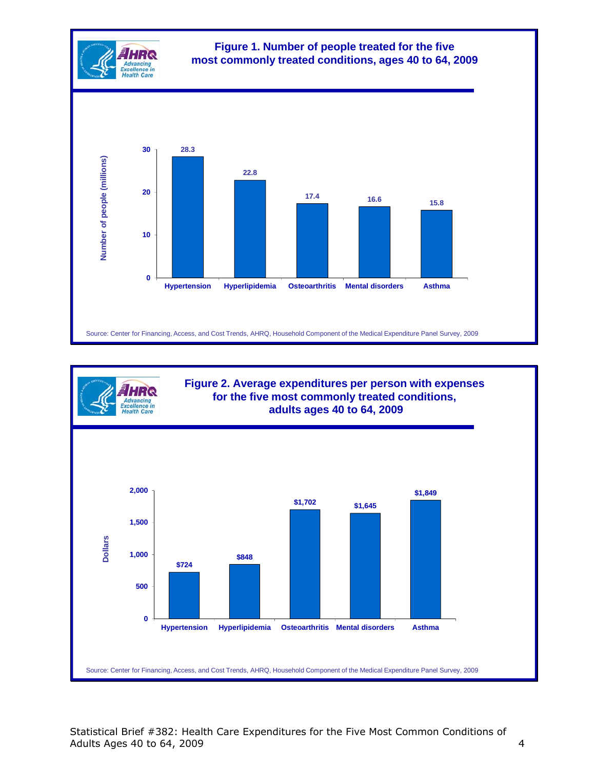**Figure 1. Number of people treated for the five most commonly treated conditions, ages 40 to 64, 2009**

| Condition | Number of people (millions) |
|---|---|
| Hypertension | 28.3 |
| Hyperlipidemia | 22.8 |
| Osteoarthritis | 17.4 |
| Mental disorders | 16.6 |
| Asthma | 15.8 |

Source: Center for Financing, Access, and Cost Trends, AHRQ, Household Component of the Medical Expenditure Panel Survey, 2009

**Figure 2. Average expenditures per person with expenses for the five most commonly treated conditions, adults ages 40 to 64, 2009**

| Condition | Dollars |
|---|---|
| Hypertension | $724 |
| Hyperlipidemia | $848 |
| Osteoarthritis | $1,702 |
| Mental disorders | $1,645 |
| Asthma | $1,849 |

Source: Center for Financing, Access, and Cost Trends, AHRQ, Household Component of the Medical Expenditure Panel Survey, 2009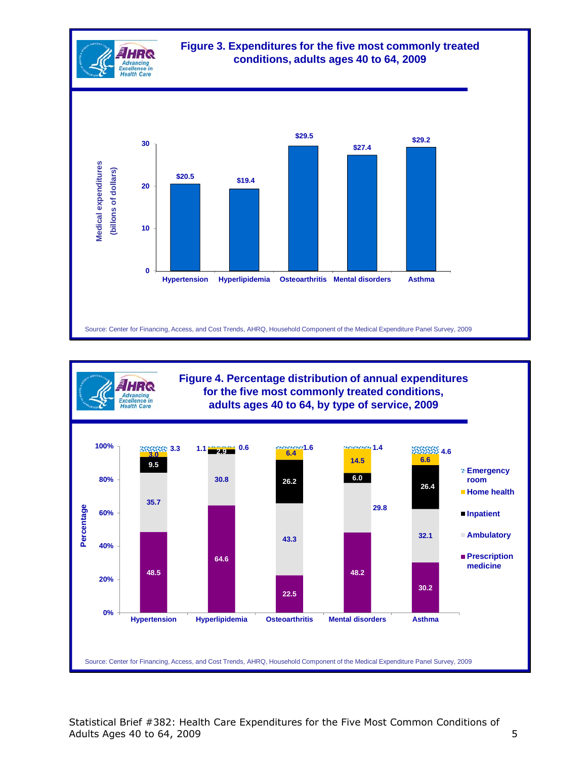**Figure 3. Expenditures for the five most commonly treated conditions, adults ages 40 to 64, 2009**

Medical expenditures (billons of dollars)

| Condition | Expenditures |
|---|---|
| Hypertension | $20.5 |
| Hyperlipidemia | $19.4 |
| Osteoarthritis | $29.5 |
| Mental disorders | $27.4 |
| Asthma | $29.2 |

Source: Center for Financing, Access, and Cost Trends, AHRQ, Household Component of the Medical Expenditure Panel Survey, 2009

**Figure 4. Percentage distribution of annual expenditures for the five most commonly treated conditions, adults ages 40 to 64, by type of service, 2009**

Percentage

| Type of service | Hypertension | Hyperlipidemia | Osteoarthritis | Mental disorders | Asthma |
|---|---|---|---|---|---|
| Emergency room | 3.3 | 0.6 | 1.6 | 1.4 | 4.6 |
| Home health | 3.0 | 1.1 | 6.4 | 14.5 | 6.6 |
| Inpatient | 9.5 | 2.9 | 26.2 | 6.0 | 26.4 |
| Ambulatory | 35.7 | 30.8 | 43.3 | 29.8 | 32.1 |
| Prescription medicine | 48.5 | 64.6 | 22.5 | 48.2 | 30.2 |

Source: Center for Financing, Access, and Cost Trends, AHRQ, Household Component of the Medical Expenditure Panel Survey, 2009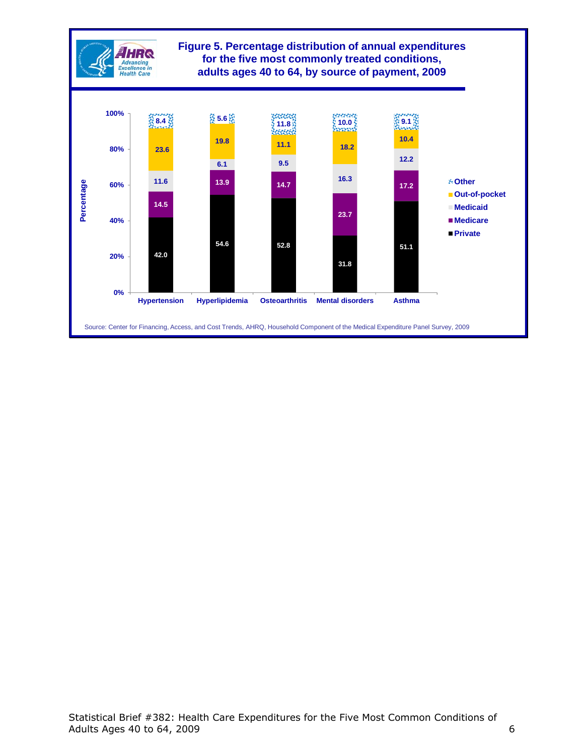**Figure 5. Percentage distribution of annual expenditures for the five most commonly treated conditions, adults ages 40 to 64, by source of payment, 2009**

Percentage

100%
80%
60%
40%
20%
0%

Hypertension: 42.0, 14.5, 11.6, 23.6, 8.4

Hyperlipidemia: 54.6, 13.9, 6.1, 19.8, 5.6

Osteoarthritis: 52.8, 14.7, 9.5, 11.1, 11.8

Mental disorders: 31.8, 23.7, 16.3, 18.2, 10.0

Asthma: 51.1, 17.2, 12.2, 10.4, 9.1

Other
Out-of-pocket
Medicaid
Medicare
Private

Source: Center for Financing, Access, and Cost Trends, AHRQ, Household Component of the Medical Expenditure Panel Survey, 2009